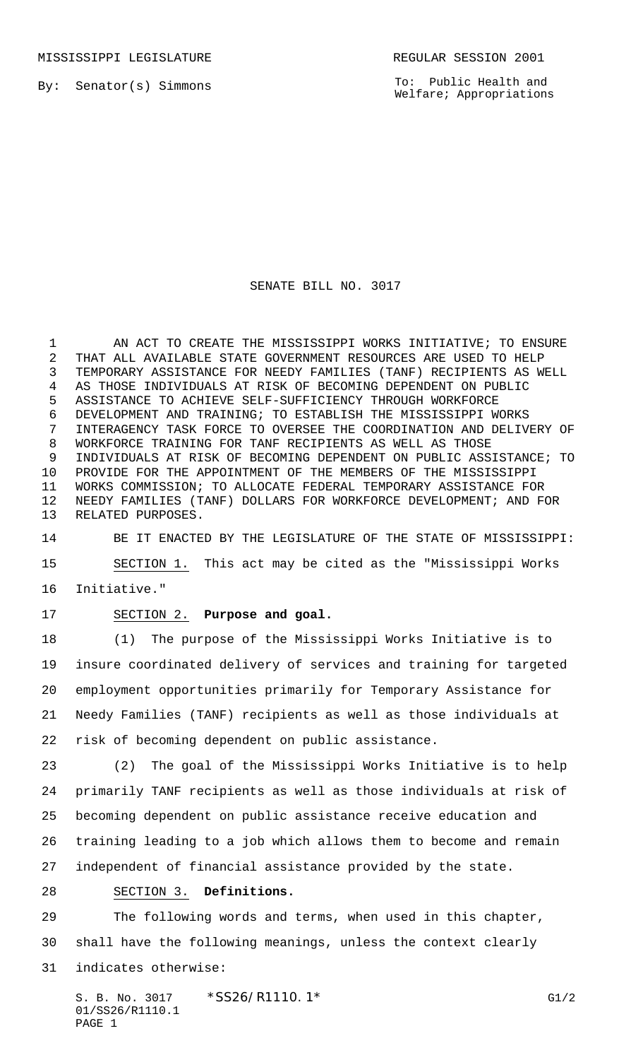MISSISSIPPI LEGISLATURE REGULAR SESSION 2001

By: Senator(s) Simmons

To: Public Health and Welfare; Appropriations

# SENATE BILL NO. 3017

AN ACT TO CREATE THE MISSISSIPPI WORKS INITIATIVE; TO ENSURE THAT ALL AVAILABLE STATE GOVERNMENT RESOURCES ARE USED TO HELP TEMPORARY ASSISTANCE FOR NEEDY FAMILIES (TANF) RECIPIENTS AS WELL AS THOSE INDIVIDUALS AT RISK OF BECOMING DEPENDENT ON PUBLIC ASSISTANCE TO ACHIEVE SELF-SUFFICIENCY THROUGH WORKFORCE DEVELOPMENT AND TRAINING; TO ESTABLISH THE MISSISSIPPI WORKS INTERAGENCY TASK FORCE TO OVERSEE THE COORDINATION AND DELIVERY OF WORKFORCE TRAINING FOR TANF RECIPIENTS AS WELL AS THOSE INDIVIDUALS AT RISK OF BECOMING DEPENDENT ON PUBLIC ASSISTANCE; TO PROVIDE FOR THE APPOINTMENT OF THE MEMBERS OF THE MISSISSIPPI WORKS COMMISSION; TO ALLOCATE FEDERAL TEMPORARY ASSISTANCE FOR NEEDY FAMILIES (TANF) DOLLARS FOR WORKFORCE DEVELOPMENT; AND FOR RELATED PURPOSES.

BE IT ENACTED BY THE LEGISLATURE OF THE STATE OF MISSISSIPPI:

SECTION 1. This act may be cited as the "Mississippi Works Initiative."

SECTION 2. **Purpose and goal.**

(1) The purpose of the Mississippi Works Initiative is to insure coordinated delivery of services and training for targeted employment opportunities primarily for Temporary Assistance for Needy Families (TANF) recipients as well as those individuals at risk of becoming dependent on public assistance.

(2) The goal of the Mississippi Works Initiative is to help primarily TANF recipients as well as those individuals at risk of becoming dependent on public assistance receive education and training leading to a job which allows them to become and remain independent of financial assistance provided by the state.

SECTION 3. **Definitions.**

The following words and terms, when used in this chapter, shall have the following meanings, unless the context clearly indicates otherwise: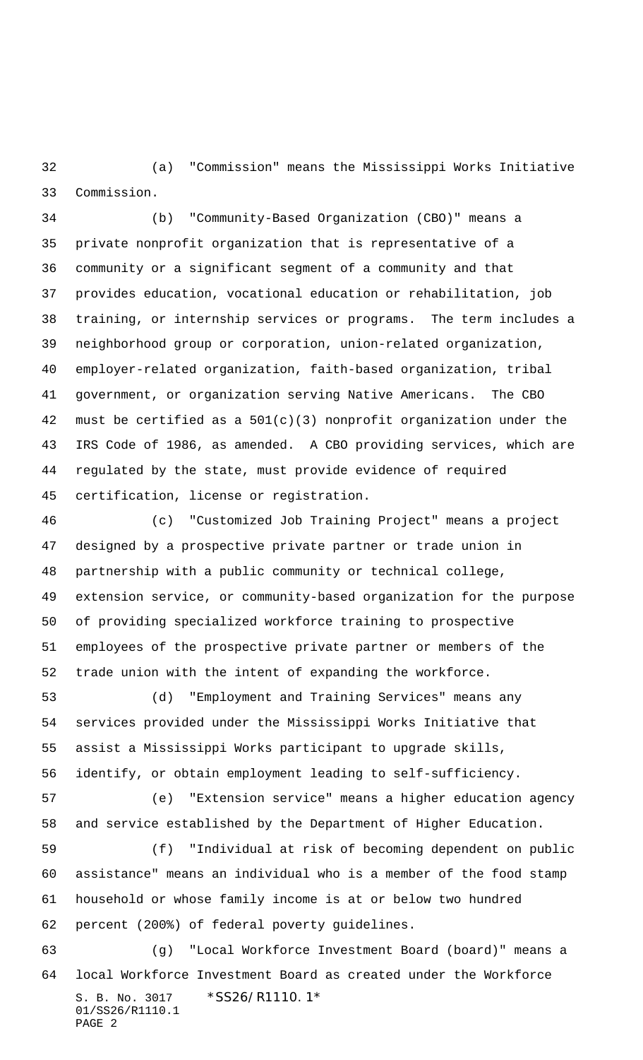(a) "Commission" means the Mississippi Works Initiative Commission.

(b) "Community-Based Organization (CBO)" means a private nonprofit organization that is representative of a community or a significant segment of a community and that provides education, vocational education or rehabilitation, job training, or internship services or programs. The term includes a neighborhood group or corporation, union-related organization, employer-related organization, faith-based organization, tribal government, or organization serving Native Americans. The CBO must be certified as a 501(c)(3) nonprofit organization under the IRS Code of 1986, as amended. A CBO providing services, which are regulated by the state, must provide evidence of required certification, license or registration.

(c) "Customized Job Training Project" means a project designed by a prospective private partner or trade union in partnership with a public community or technical college, extension service, or community-based organization for the purpose of providing specialized workforce training to prospective employees of the prospective private partner or members of the trade union with the intent of expanding the workforce.

(d) "Employment and Training Services" means any services provided under the Mississippi Works Initiative that assist a Mississippi Works participant to upgrade skills, identify, or obtain employment leading to self-sufficiency.

(e) "Extension service" means a higher education agency and service established by the Department of Higher Education.

(f) "Individual at risk of becoming dependent on public assistance" means an individual who is a member of the food stamp household or whose family income is at or below two hundred percent (200%) of federal poverty guidelines.

(g) "Local Workforce Investment Board (board)" means a local Workforce Investment Board as created under the Workforce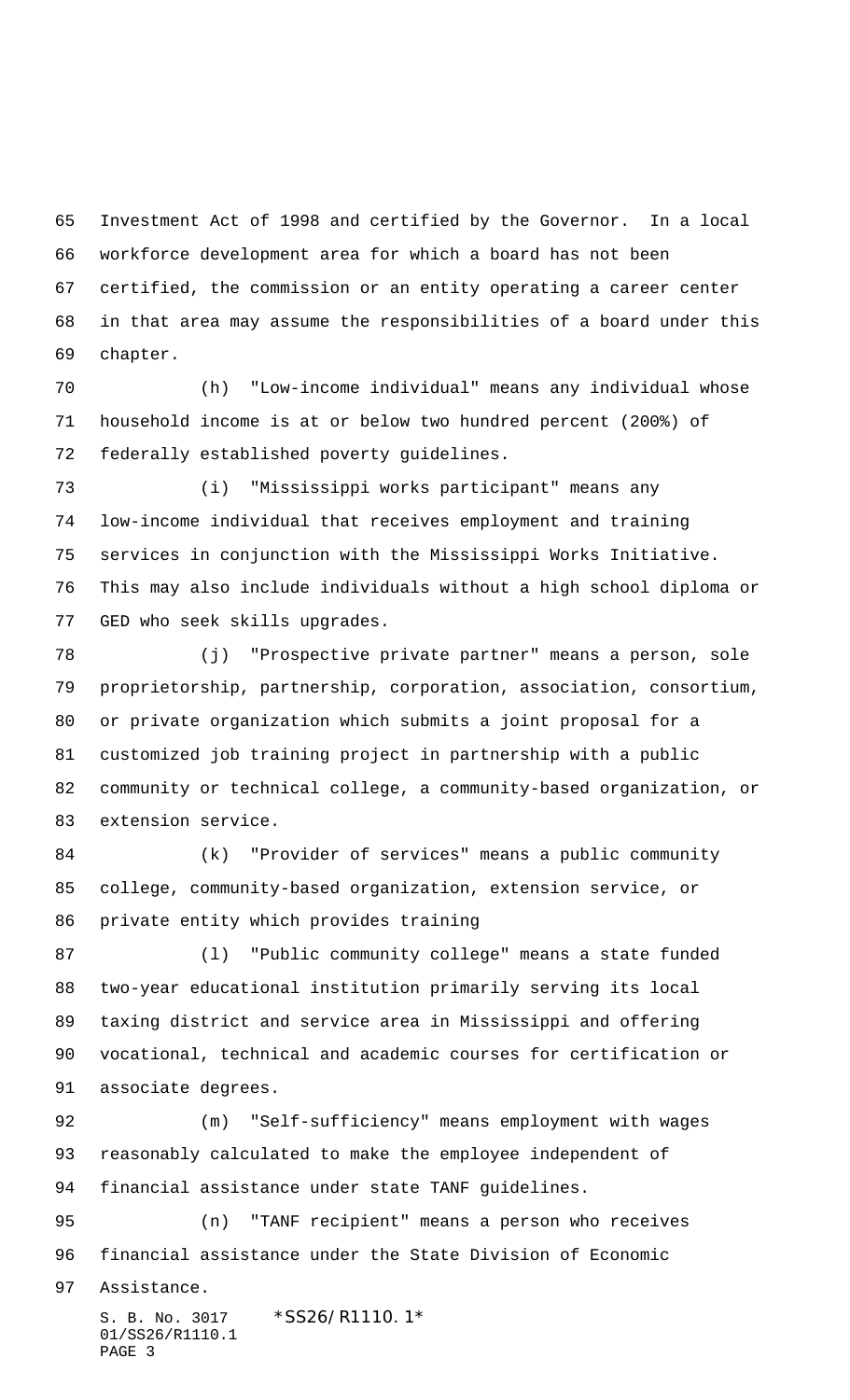Investment Act of 1998 and certified by the Governor. In a local workforce development area for which a board has not been certified, the commission or an entity operating a career center in that area may assume the responsibilities of a board under this chapter.

(h) "Low-income individual" means any individual whose household income is at or below two hundred percent (200%) of federally established poverty guidelines.

(i) "Mississippi works participant" means any low-income individual that receives employment and training services in conjunction with the Mississippi Works Initiative. This may also include individuals without a high school diploma or GED who seek skills upgrades.

(j) "Prospective private partner" means a person, sole proprietorship, partnership, corporation, association, consortium, or private organization which submits a joint proposal for a customized job training project in partnership with a public community or technical college, a community-based organization, or extension service.

(k) "Provider of services" means a public community college, community-based organization, extension service, or private entity which provides training

(l) "Public community college" means a state funded two-year educational institution primarily serving its local taxing district and service area in Mississippi and offering vocational, technical and academic courses for certification or associate degrees.

(m) "Self-sufficiency" means employment with wages reasonably calculated to make the employee independent of financial assistance under state TANF guidelines.

(n) "TANF recipient" means a person who receives financial assistance under the State Division of Economic Assistance.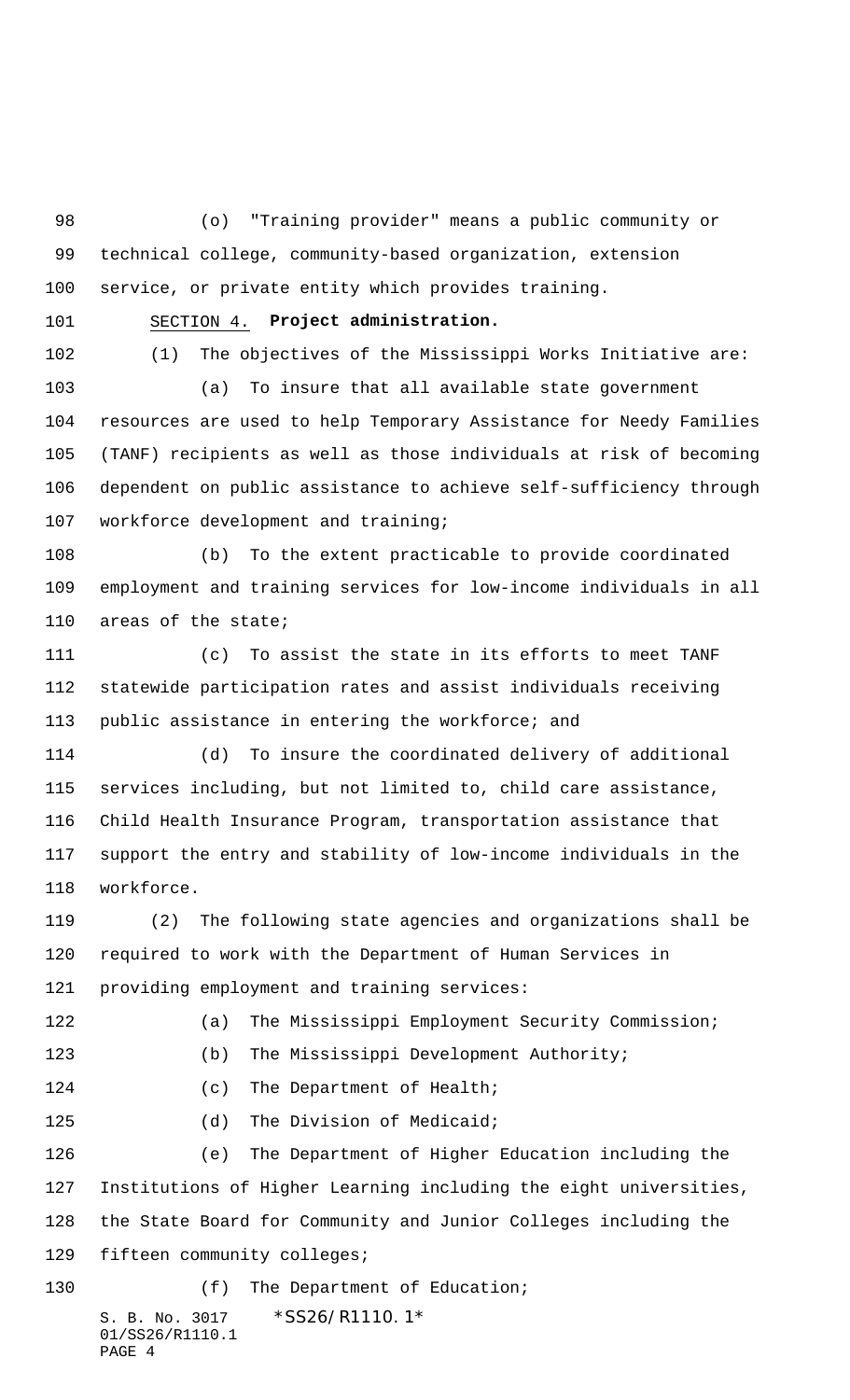(o) "Training provider" means a public community or technical college, community-based organization, extension service, or private entity which provides training.

SECTION 4. **Project administration.**

(1) The objectives of the Mississippi Works Initiative are:

(a) To insure that all available state government resources are used to help Temporary Assistance for Needy Families (TANF) recipients as well as those individuals at risk of becoming dependent on public assistance to achieve self-sufficiency through workforce development and training;

(b) To the extent practicable to provide coordinated employment and training services for low-income individuals in all areas of the state;

(c) To assist the state in its efforts to meet TANF statewide participation rates and assist individuals receiving public assistance in entering the workforce; and

(d) To insure the coordinated delivery of additional services including, but not limited to, child care assistance, Child Health Insurance Program, transportation assistance that support the entry and stability of low-income individuals in the workforce.

(2) The following state agencies and organizations shall be required to work with the Department of Human Services in providing employment and training services:

(a) The Mississippi Employment Security Commission;

(b) The Mississippi Development Authority;

(c) The Department of Health;

(d) The Division of Medicaid;

(e) The Department of Higher Education including the Institutions of Higher Learning including the eight universities, the State Board for Community and Junior Colleges including the fifteen community colleges;

(f) The Department of Education;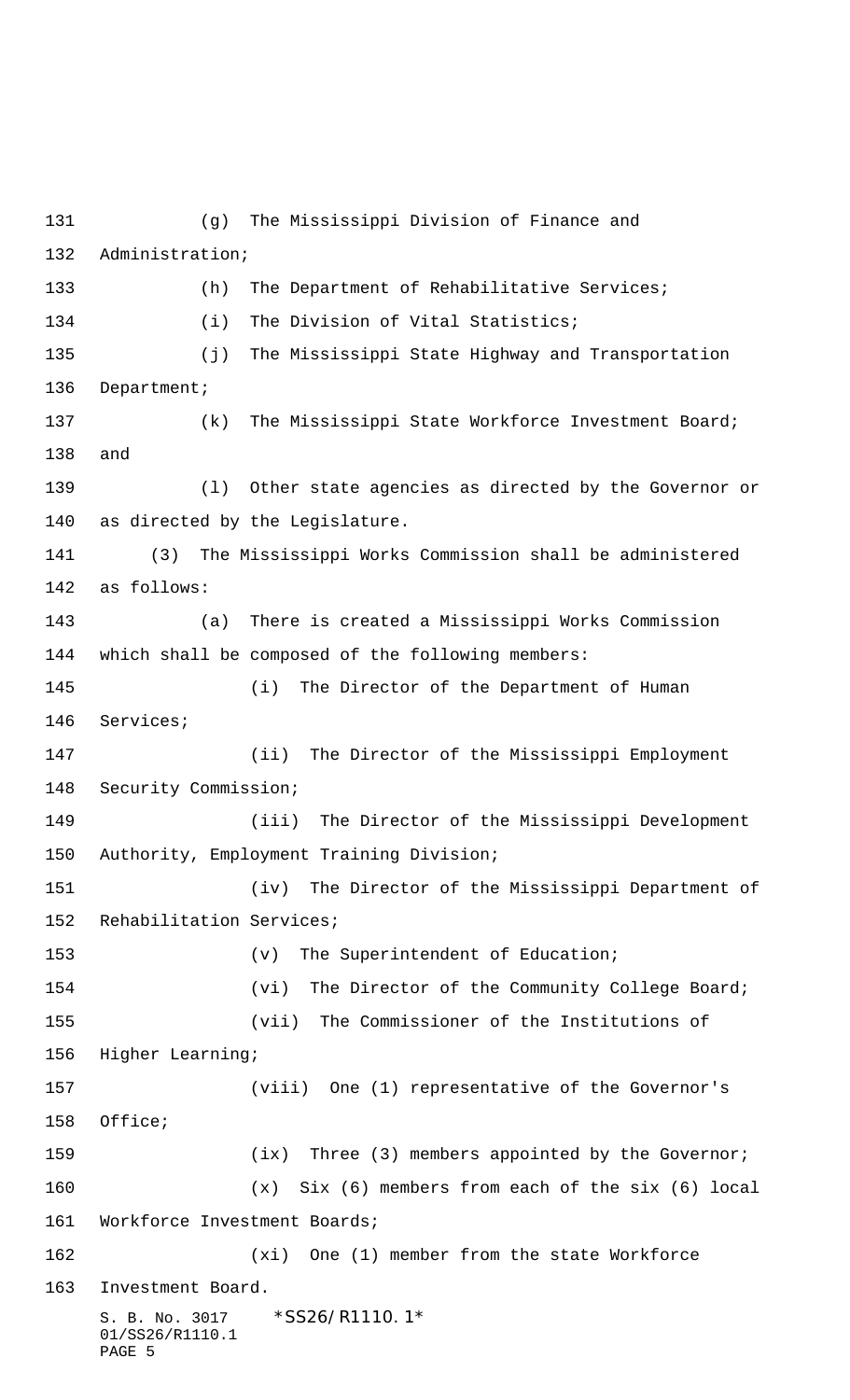(g) The Mississippi Division of Finance and Administration;

(h) The Department of Rehabilitative Services;

(i) The Division of Vital Statistics;

(j) The Mississippi State Highway and Transportation Department;

(k) The Mississippi State Workforce Investment Board; and

(l) Other state agencies as directed by the Governor or as directed by the Legislature.

(3) The Mississippi Works Commission shall be administered as follows:

(a) There is created a Mississippi Works Commission which shall be composed of the following members:

(i) The Director of the Department of Human Services;

(ii) The Director of the Mississippi Employment Security Commission;

(iii) The Director of the Mississippi Development Authority, Employment Training Division;

(iv) The Director of the Mississippi Department of Rehabilitation Services;

(v) The Superintendent of Education;

(vi) The Director of the Community College Board;

(vii) The Commissioner of the Institutions of Higher Learning;

(viii) One (1) representative of the Governor's Office;

(ix) Three (3) members appointed by the Governor;

(x) Six (6) members from each of the six (6) local Workforce Investment Boards;

(xi) One (1) member from the state Workforce Investment Board.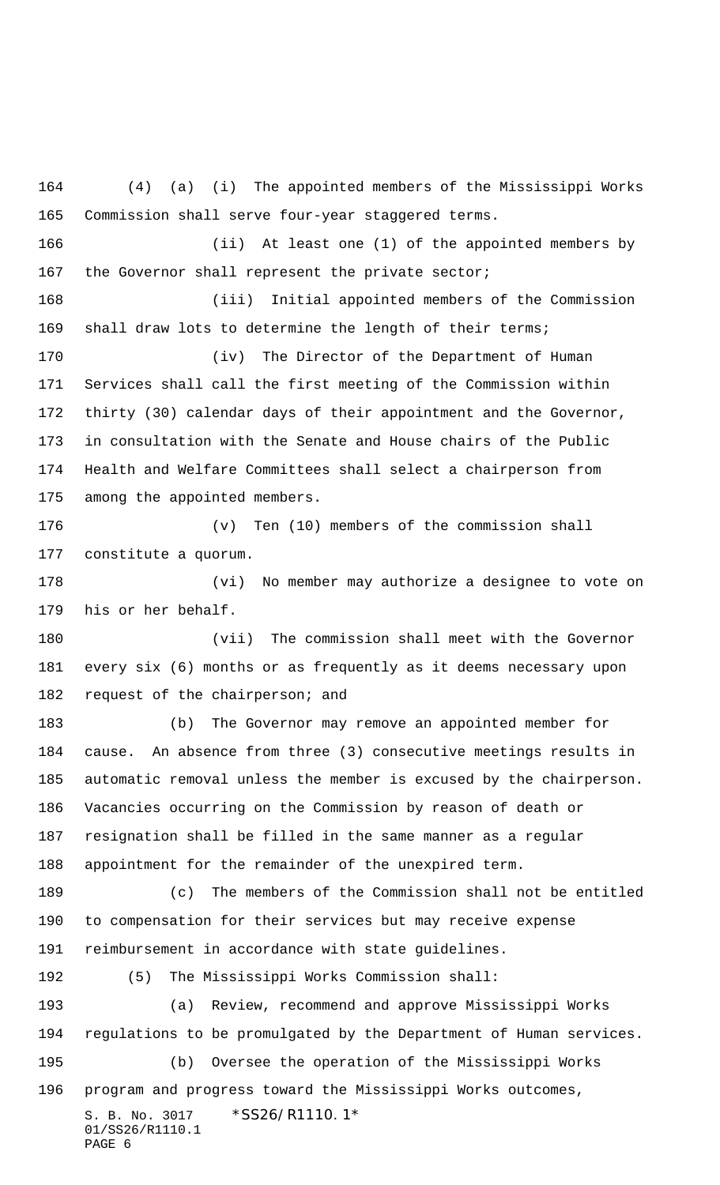(4) (a) (i) The appointed members of the Mississippi Works Commission shall serve four-year staggered terms.

(ii) At least one (1) of the appointed members by the Governor shall represent the private sector;

(iii) Initial appointed members of the Commission shall draw lots to determine the length of their terms;

(iv) The Director of the Department of Human Services shall call the first meeting of the Commission within thirty (30) calendar days of their appointment and the Governor, in consultation with the Senate and House chairs of the Public Health and Welfare Committees shall select a chairperson from among the appointed members.

(v) Ten (10) members of the commission shall constitute a quorum.

(vi) No member may authorize a designee to vote on his or her behalf.

(vii) The commission shall meet with the Governor every six (6) months or as frequently as it deems necessary upon request of the chairperson; and

(b) The Governor may remove an appointed member for cause. An absence from three (3) consecutive meetings results in automatic removal unless the member is excused by the chairperson. Vacancies occurring on the Commission by reason of death or resignation shall be filled in the same manner as a regular appointment for the remainder of the unexpired term.

(c) The members of the Commission shall not be entitled to compensation for their services but may receive expense reimbursement in accordance with state guidelines.

(5) The Mississippi Works Commission shall:

(a) Review, recommend and approve Mississippi Works regulations to be promulgated by the Department of Human services.

(b) Oversee the operation of the Mississippi Works program and progress toward the Mississippi Works outcomes,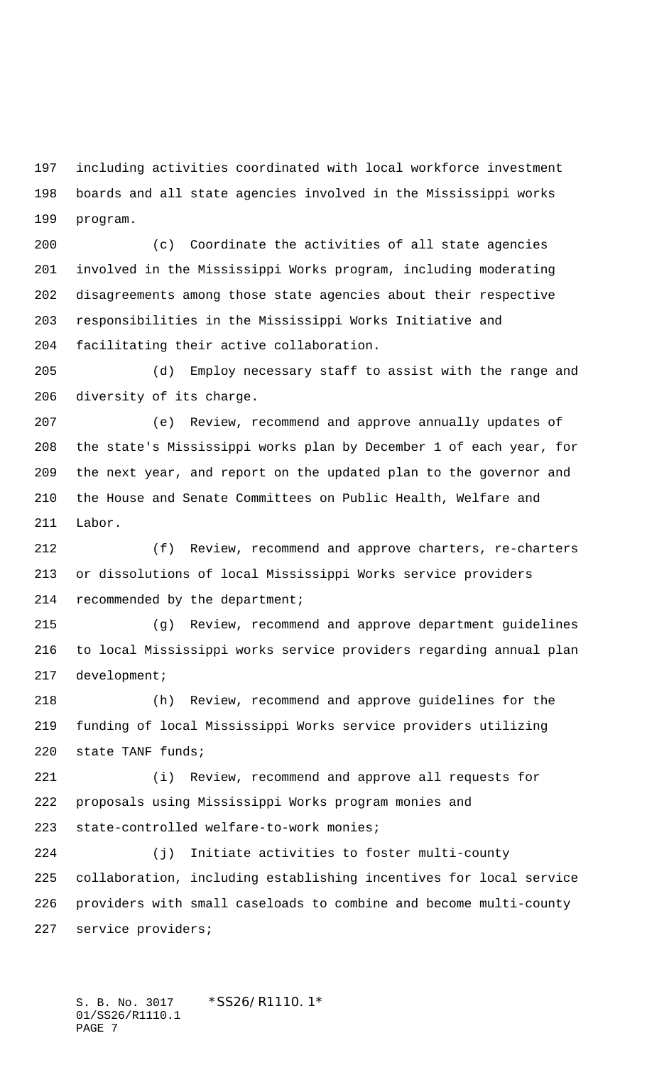including activities coordinated with local workforce investment boards and all state agencies involved in the Mississippi works program.

(c) Coordinate the activities of all state agencies involved in the Mississippi Works program, including moderating disagreements among those state agencies about their respective responsibilities in the Mississippi Works Initiative and facilitating their active collaboration.

(d) Employ necessary staff to assist with the range and diversity of its charge.

(e) Review, recommend and approve annually updates of the state's Mississippi works plan by December 1 of each year, for the next year, and report on the updated plan to the governor and the House and Senate Committees on Public Health, Welfare and Labor.

(f) Review, recommend and approve charters, re-charters or dissolutions of local Mississippi Works service providers recommended by the department;

(g) Review, recommend and approve department guidelines to local Mississippi works service providers regarding annual plan development;

(h) Review, recommend and approve guidelines for the funding of local Mississippi Works service providers utilizing state TANF funds;

(i) Review, recommend and approve all requests for proposals using Mississippi Works program monies and state-controlled welfare-to-work monies;

(j) Initiate activities to foster multi-county collaboration, including establishing incentives for local service providers with small caseloads to combine and become multi-county service providers;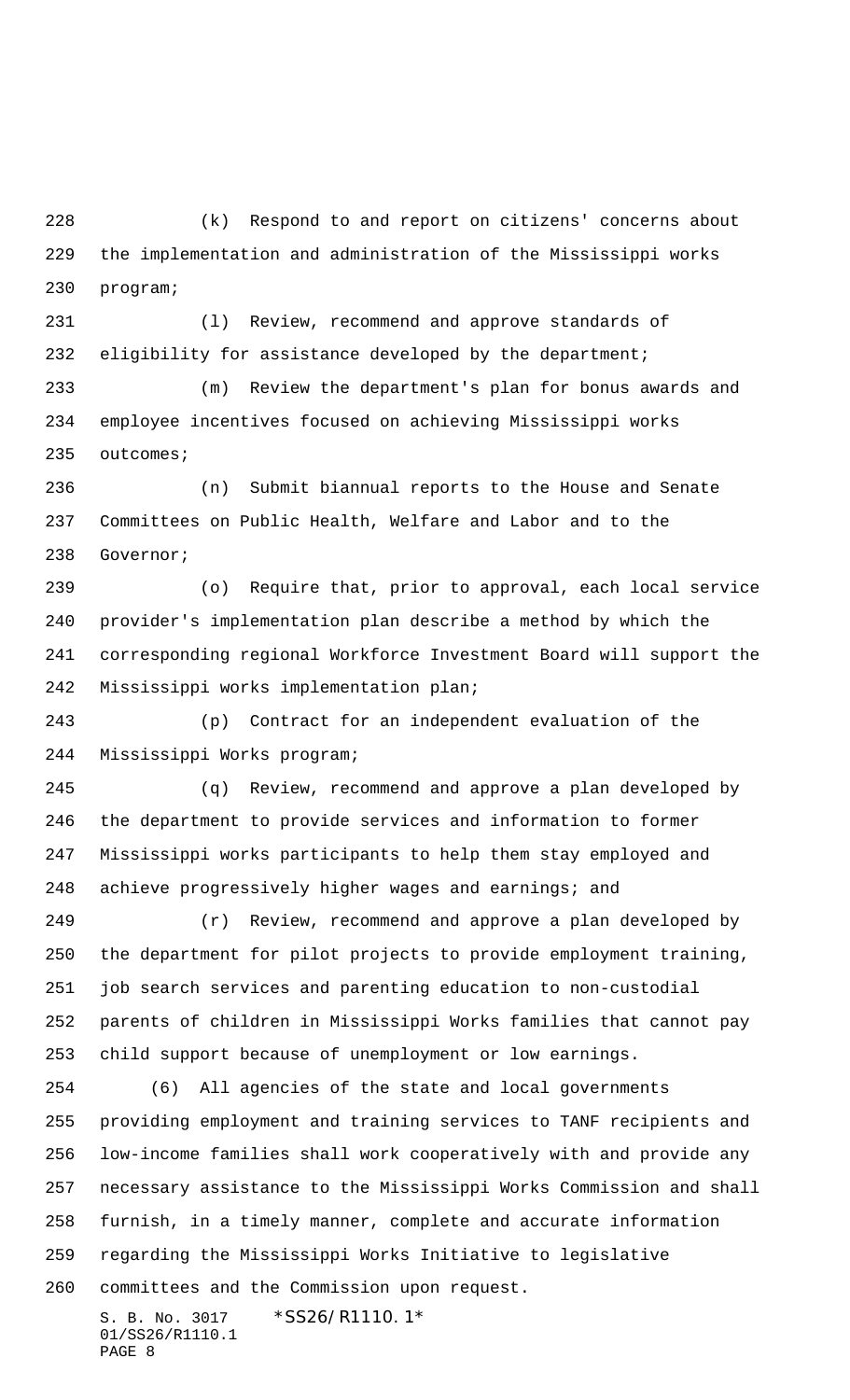(k) Respond to and report on citizens' concerns about the implementation and administration of the Mississippi works program;

(l) Review, recommend and approve standards of eligibility for assistance developed by the department;

(m) Review the department's plan for bonus awards and employee incentives focused on achieving Mississippi works outcomes;

(n) Submit biannual reports to the House and Senate Committees on Public Health, Welfare and Labor and to the Governor;

(o) Require that, prior to approval, each local service provider's implementation plan describe a method by which the corresponding regional Workforce Investment Board will support the Mississippi works implementation plan;

(p) Contract for an independent evaluation of the Mississippi Works program;

(q) Review, recommend and approve a plan developed by the department to provide services and information to former Mississippi works participants to help them stay employed and achieve progressively higher wages and earnings; and

(r) Review, recommend and approve a plan developed by the department for pilot projects to provide employment training, job search services and parenting education to non-custodial parents of children in Mississippi Works families that cannot pay child support because of unemployment or low earnings.

(6) All agencies of the state and local governments providing employment and training services to TANF recipients and low-income families shall work cooperatively with and provide any necessary assistance to the Mississippi Works Commission and shall furnish, in a timely manner, complete and accurate information regarding the Mississippi Works Initiative to legislative committees and the Commission upon request.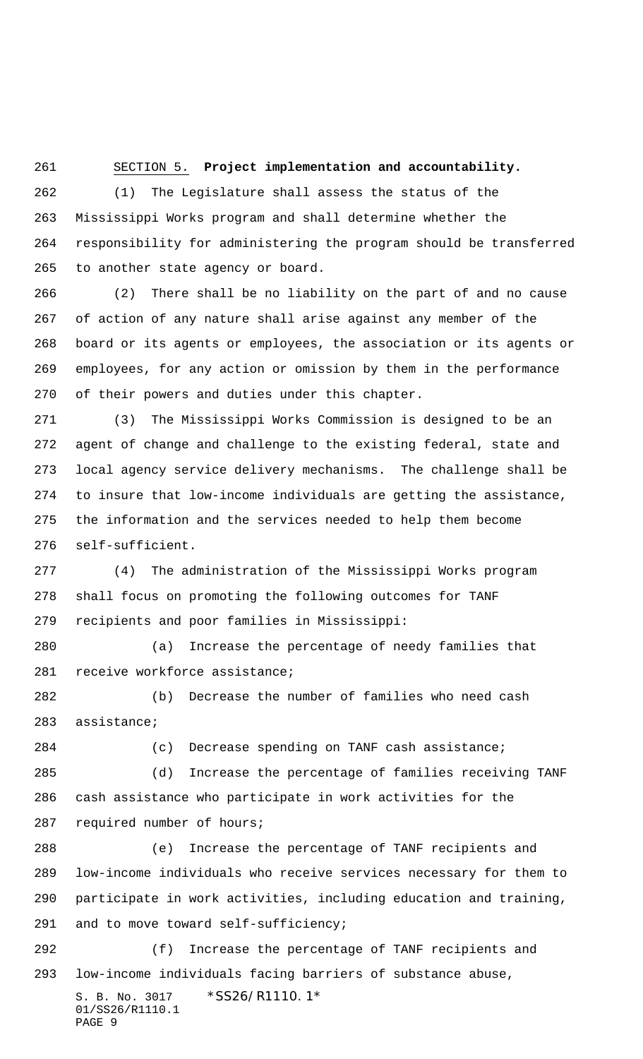SECTION 5. **Project implementation and accountability.**

(1) The Legislature shall assess the status of the Mississippi Works program and shall determine whether the responsibility for administering the program should be transferred to another state agency or board.

(2) There shall be no liability on the part of and no cause of action of any nature shall arise against any member of the board or its agents or employees, the association or its agents or employees, for any action or omission by them in the performance of their powers and duties under this chapter.

(3) The Mississippi Works Commission is designed to be an agent of change and challenge to the existing federal, state and local agency service delivery mechanisms. The challenge shall be to insure that low-income individuals are getting the assistance, the information and the services needed to help them become self-sufficient.

(4) The administration of the Mississippi Works program shall focus on promoting the following outcomes for TANF recipients and poor families in Mississippi:

(a) Increase the percentage of needy families that receive workforce assistance;

(b) Decrease the number of families who need cash assistance;

(c) Decrease spending on TANF cash assistance;

(d) Increase the percentage of families receiving TANF cash assistance who participate in work activities for the required number of hours;

(e) Increase the percentage of TANF recipients and low-income individuals who receive services necessary for them to participate in work activities, including education and training, and to move toward self-sufficiency;

(f) Increase the percentage of TANF recipients and low-income individuals facing barriers of substance abuse,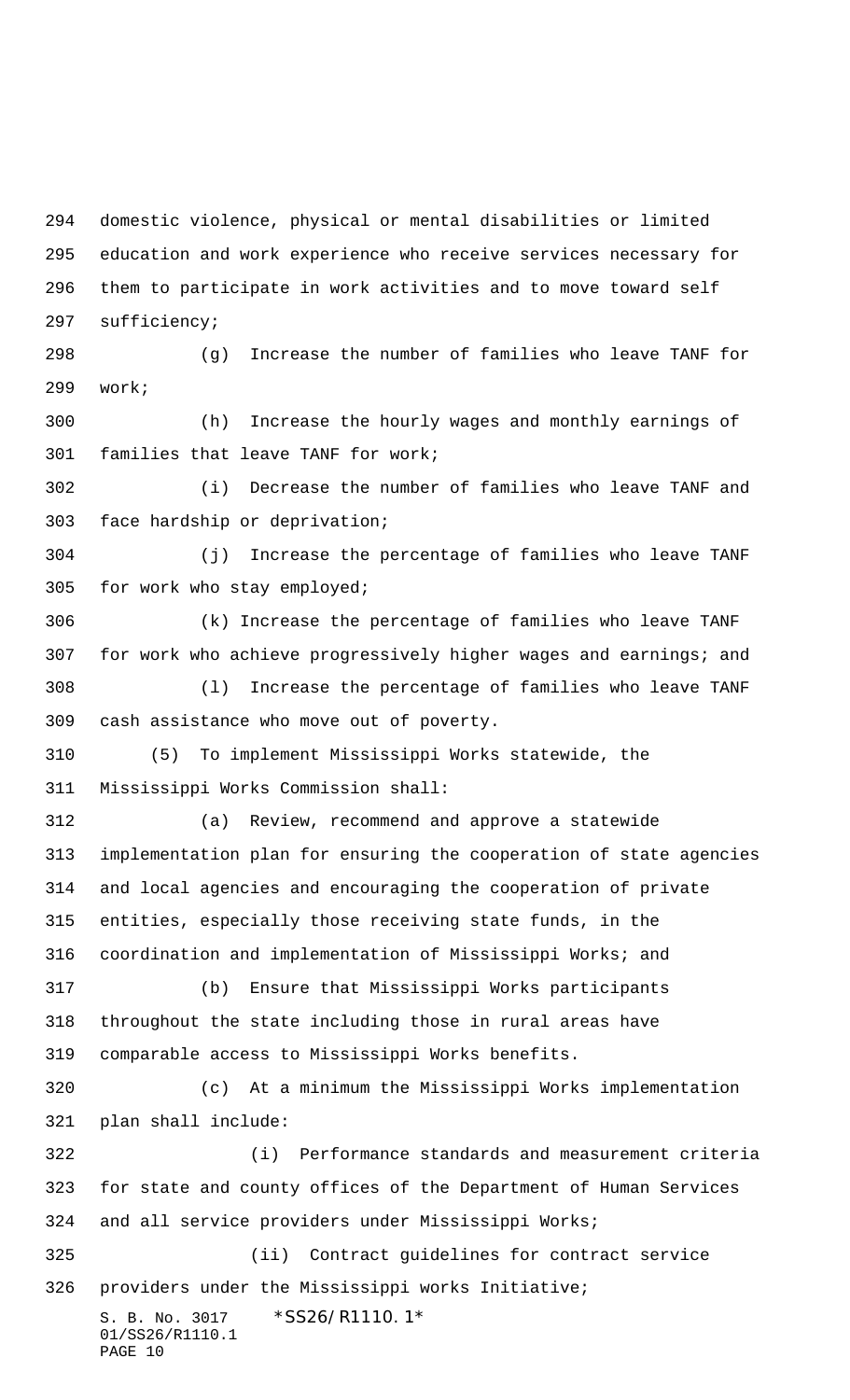domestic violence, physical or mental disabilities or limited education and work experience who receive services necessary for them to participate in work activities and to move toward self sufficiency;

(g) Increase the number of families who leave TANF for work;

(h) Increase the hourly wages and monthly earnings of families that leave TANF for work;

(i) Decrease the number of families who leave TANF and face hardship or deprivation;

(j) Increase the percentage of families who leave TANF for work who stay employed;

(k) Increase the percentage of families who leave TANF for work who achieve progressively higher wages and earnings; and

(l) Increase the percentage of families who leave TANF cash assistance who move out of poverty.

(5) To implement Mississippi Works statewide, the Mississippi Works Commission shall:

(a) Review, recommend and approve a statewide implementation plan for ensuring the cooperation of state agencies and local agencies and encouraging the cooperation of private entities, especially those receiving state funds, in the coordination and implementation of Mississippi Works; and

(b) Ensure that Mississippi Works participants throughout the state including those in rural areas have comparable access to Mississippi Works benefits.

(c) At a minimum the Mississippi Works implementation plan shall include:

(i) Performance standards and measurement criteria for state and county offices of the Department of Human Services and all service providers under Mississippi Works;

(ii) Contract guidelines for contract service providers under the Mississippi works Initiative;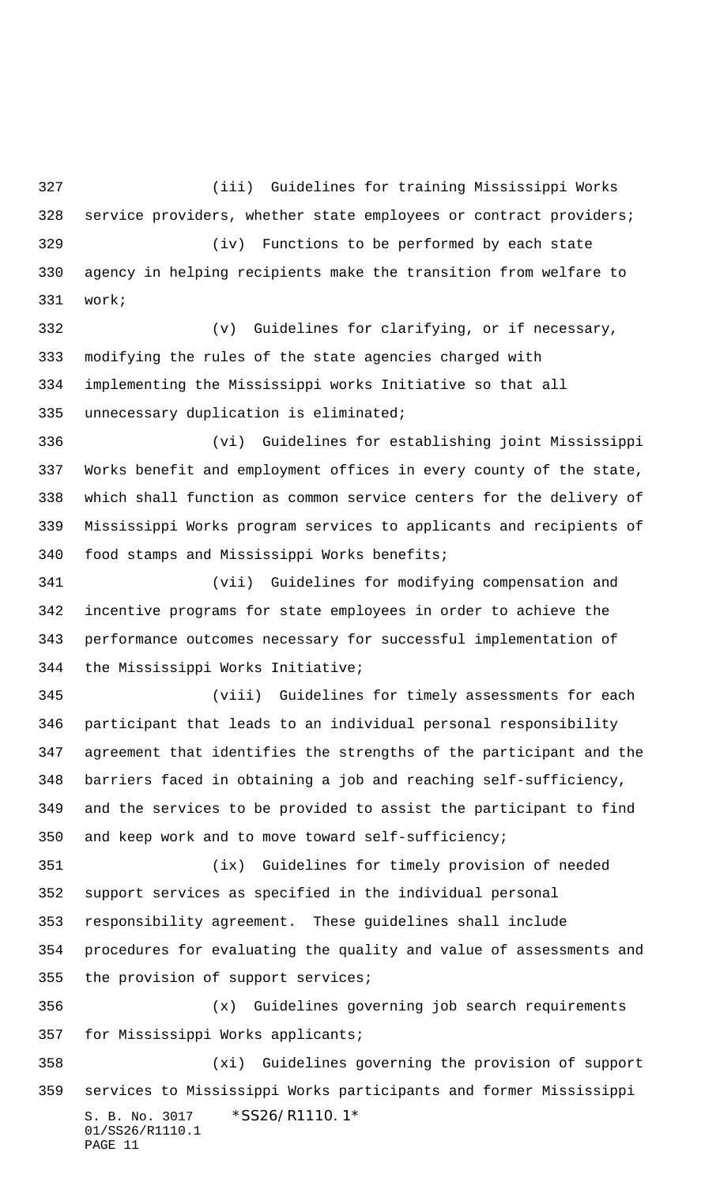(iii) Guidelines for training Mississippi Works service providers, whether state employees or contract providers;

(iv) Functions to be performed by each state agency in helping recipients make the transition from welfare to work;

(v) Guidelines for clarifying, or if necessary, modifying the rules of the state agencies charged with implementing the Mississippi works Initiative so that all unnecessary duplication is eliminated;

(vi) Guidelines for establishing joint Mississippi Works benefit and employment offices in every county of the state, which shall function as common service centers for the delivery of Mississippi Works program services to applicants and recipients of food stamps and Mississippi Works benefits;

(vii) Guidelines for modifying compensation and incentive programs for state employees in order to achieve the performance outcomes necessary for successful implementation of the Mississippi Works Initiative;

(viii) Guidelines for timely assessments for each participant that leads to an individual personal responsibility agreement that identifies the strengths of the participant and the barriers faced in obtaining a job and reaching self-sufficiency, and the services to be provided to assist the participant to find and keep work and to move toward self-sufficiency;

(ix) Guidelines for timely provision of needed support services as specified in the individual personal responsibility agreement. These guidelines shall include procedures for evaluating the quality and value of assessments and the provision of support services;

(x) Guidelines governing job search requirements for Mississippi Works applicants;

(xi) Guidelines governing the provision of support services to Mississippi Works participants and former Mississippi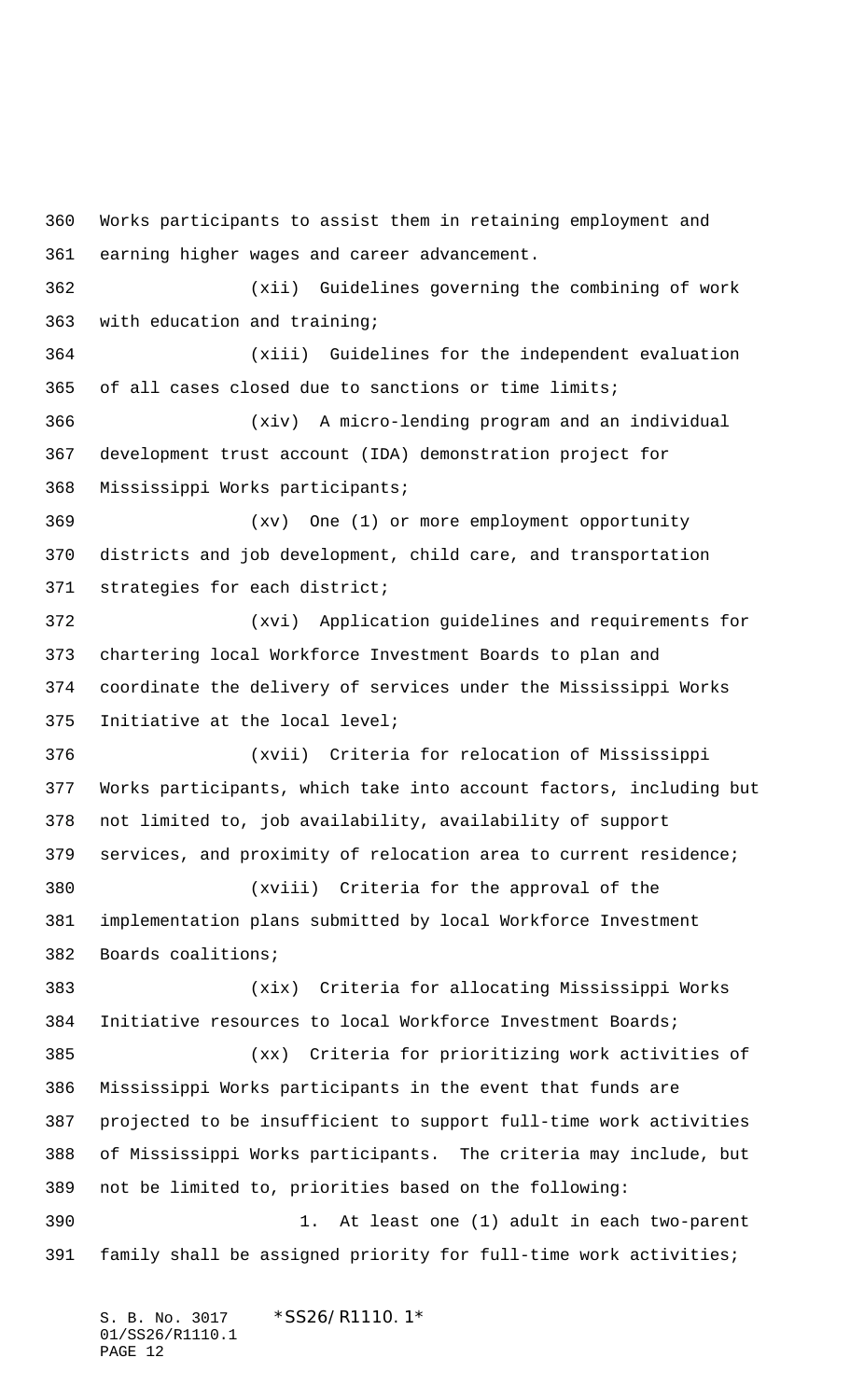Works participants to assist them in retaining employment and earning higher wages and career advancement.

(xii) Guidelines governing the combining of work with education and training;

(xiii) Guidelines for the independent evaluation of all cases closed due to sanctions or time limits;

(xiv) A micro-lending program and an individual development trust account (IDA) demonstration project for Mississippi Works participants;

(xv) One (1) or more employment opportunity districts and job development, child care, and transportation strategies for each district;

(xvi) Application guidelines and requirements for chartering local Workforce Investment Boards to plan and coordinate the delivery of services under the Mississippi Works Initiative at the local level;

(xvii) Criteria for relocation of Mississippi Works participants, which take into account factors, including but not limited to, job availability, availability of support services, and proximity of relocation area to current residence;

(xviii) Criteria for the approval of the implementation plans submitted by local Workforce Investment Boards coalitions;

(xix) Criteria for allocating Mississippi Works Initiative resources to local Workforce Investment Boards;

(xx) Criteria for prioritizing work activities of Mississippi Works participants in the event that funds are projected to be insufficient to support full-time work activities of Mississippi Works participants. The criteria may include, but not be limited to, priorities based on the following:

1. At least one (1) adult in each two-parent family shall be assigned priority for full-time work activities;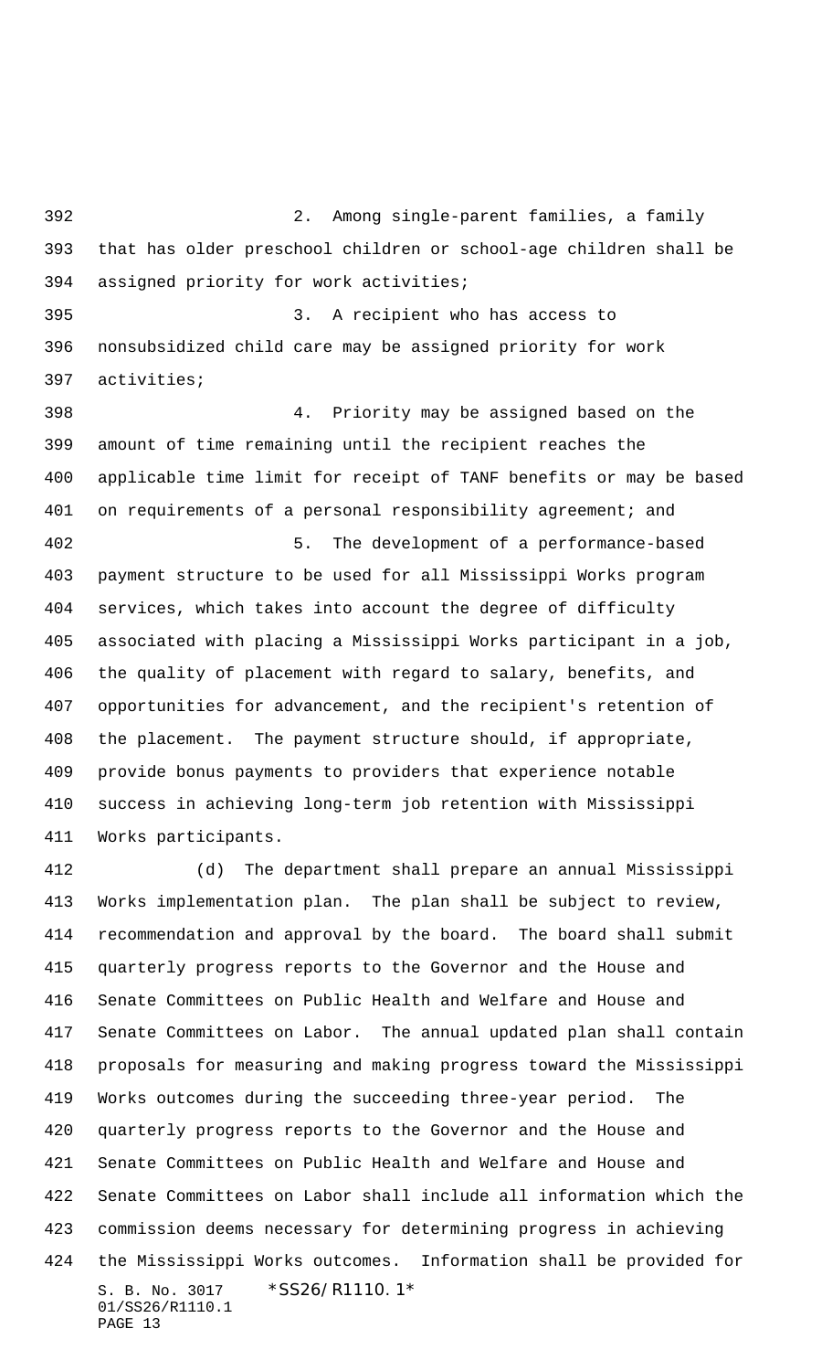2. Among single-parent families, a family that has older preschool children or school-age children shall be assigned priority for work activities;

3. A recipient who has access to nonsubsidized child care may be assigned priority for work activities;

4. Priority may be assigned based on the amount of time remaining until the recipient reaches the applicable time limit for receipt of TANF benefits or may be based on requirements of a personal responsibility agreement; and

5. The development of a performance-based payment structure to be used for all Mississippi Works program services, which takes into account the degree of difficulty associated with placing a Mississippi Works participant in a job, the quality of placement with regard to salary, benefits, and opportunities for advancement, and the recipient's retention of the placement. The payment structure should, if appropriate, provide bonus payments to providers that experience notable success in achieving long-term job retention with Mississippi Works participants.

(d) The department shall prepare an annual Mississippi Works implementation plan. The plan shall be subject to review, recommendation and approval by the board. The board shall submit quarterly progress reports to the Governor and the House and Senate Committees on Public Health and Welfare and House and Senate Committees on Labor. The annual updated plan shall contain proposals for measuring and making progress toward the Mississippi Works outcomes during the succeeding three-year period. The quarterly progress reports to the Governor and the House and Senate Committees on Public Health and Welfare and House and Senate Committees on Labor shall include all information which the commission deems necessary for determining progress in achieving the Mississippi Works outcomes. Information shall be provided for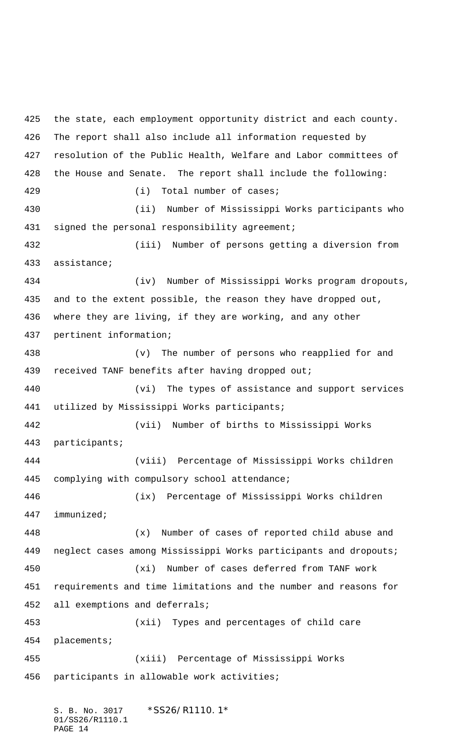the state, each employment opportunity district and each county. The report shall also include all information requested by resolution of the Public Health, Welfare and Labor committees of the House and Senate. The report shall include the following:

(i) Total number of cases;

(ii) Number of Mississippi Works participants who signed the personal responsibility agreement;

(iii) Number of persons getting a diversion from assistance;

(iv) Number of Mississippi Works program dropouts, and to the extent possible, the reason they have dropped out, where they are living, if they are working, and any other pertinent information;

(v) The number of persons who reapplied for and received TANF benefits after having dropped out;

(vi) The types of assistance and support services utilized by Mississippi Works participants;

(vii) Number of births to Mississippi Works participants;

(viii) Percentage of Mississippi Works children complying with compulsory school attendance;

(ix) Percentage of Mississippi Works children immunized;

(x) Number of cases of reported child abuse and neglect cases among Mississippi Works participants and dropouts;

(xi) Number of cases deferred from TANF work requirements and time limitations and the number and reasons for all exemptions and deferrals;

(xii) Types and percentages of child care placements;

(xiii) Percentage of Mississippi Works participants in allowable work activities;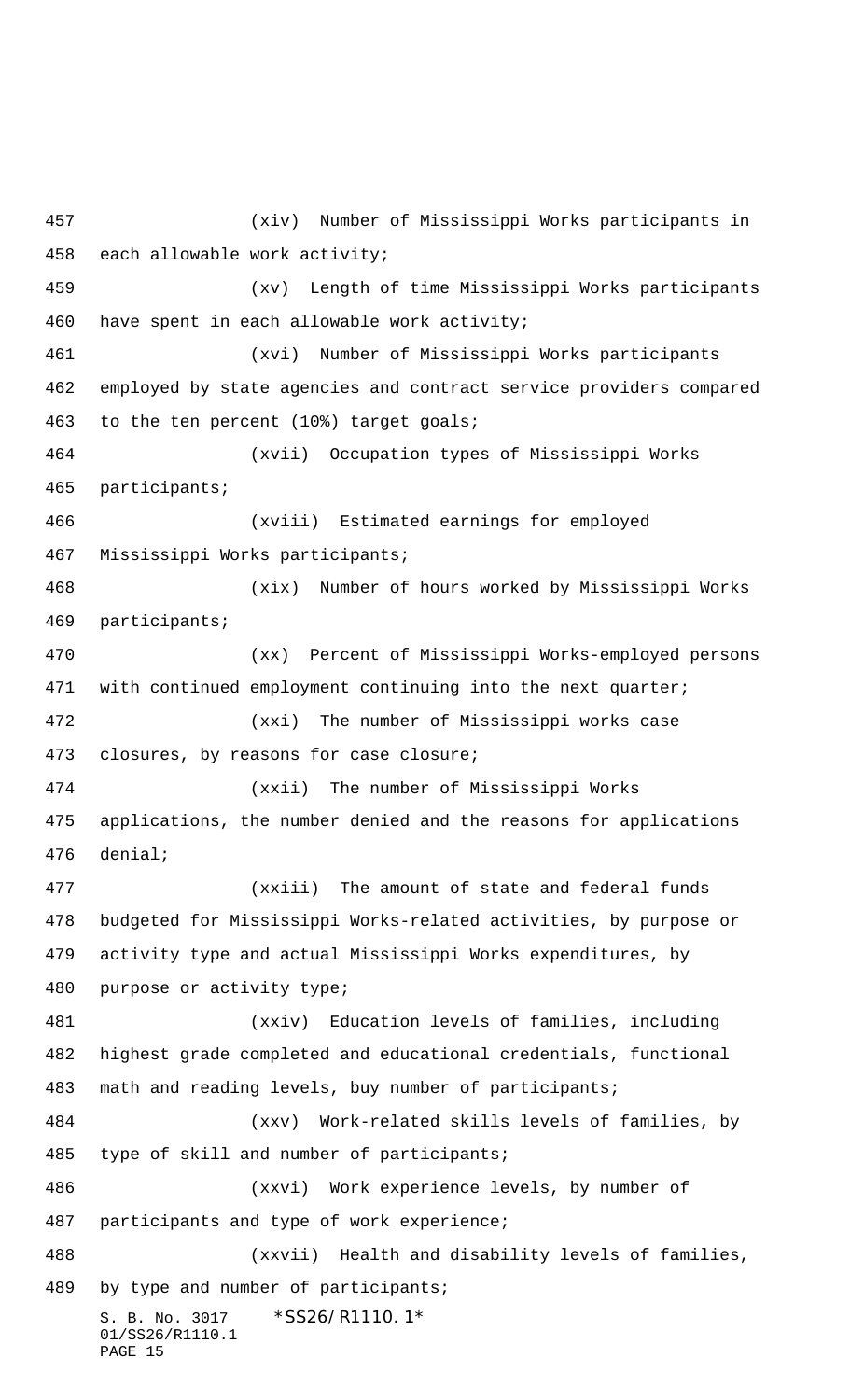(xiv) Number of Mississippi Works participants in each allowable work activity;

(xv) Length of time Mississippi Works participants have spent in each allowable work activity;

(xvi) Number of Mississippi Works participants employed by state agencies and contract service providers compared to the ten percent (10%) target goals;

(xvii) Occupation types of Mississippi Works participants;

(xviii) Estimated earnings for employed Mississippi Works participants;

(xix) Number of hours worked by Mississippi Works participants;

(xx) Percent of Mississippi Works-employed persons with continued employment continuing into the next quarter;

(xxi) The number of Mississippi works case closures, by reasons for case closure;

(xxii) The number of Mississippi Works applications, the number denied and the reasons for applications denial;

(xxiii) The amount of state and federal funds budgeted for Mississippi Works-related activities, by purpose or activity type and actual Mississippi Works expenditures, by purpose or activity type;

(xxiv) Education levels of families, including highest grade completed and educational credentials, functional math and reading levels, buy number of participants;

(xxv) Work-related skills levels of families, by type of skill and number of participants;

(xxvi) Work experience levels, by number of participants and type of work experience;

(xxvii) Health and disability levels of families, by type and number of participants;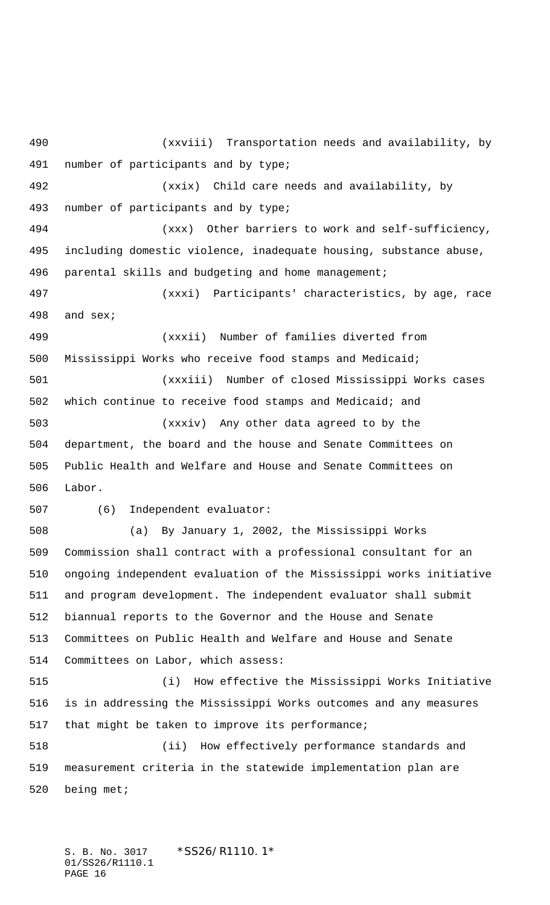(xxviii) Transportation needs and availability, by number of participants and by type;

(xxix) Child care needs and availability, by number of participants and by type;

(xxx) Other barriers to work and self-sufficiency, including domestic violence, inadequate housing, substance abuse, parental skills and budgeting and home management;

(xxxi) Participants' characteristics, by age, race and sex;

(xxxii) Number of families diverted from Mississippi Works who receive food stamps and Medicaid;

(xxxiii) Number of closed Mississippi Works cases which continue to receive food stamps and Medicaid; and

(xxxiv) Any other data agreed to by the department, the board and the house and Senate Committees on Public Health and Welfare and House and Senate Committees on Labor.

(6) Independent evaluator:

(a) By January 1, 2002, the Mississippi Works Commission shall contract with a professional consultant for an ongoing independent evaluation of the Mississippi works initiative and program development. The independent evaluator shall submit biannual reports to the Governor and the House and Senate Committees on Public Health and Welfare and House and Senate Committees on Labor, which assess:

(i) How effective the Mississippi Works Initiative is in addressing the Mississippi Works outcomes and any measures that might be taken to improve its performance;

(ii) How effectively performance standards and measurement criteria in the statewide implementation plan are being met;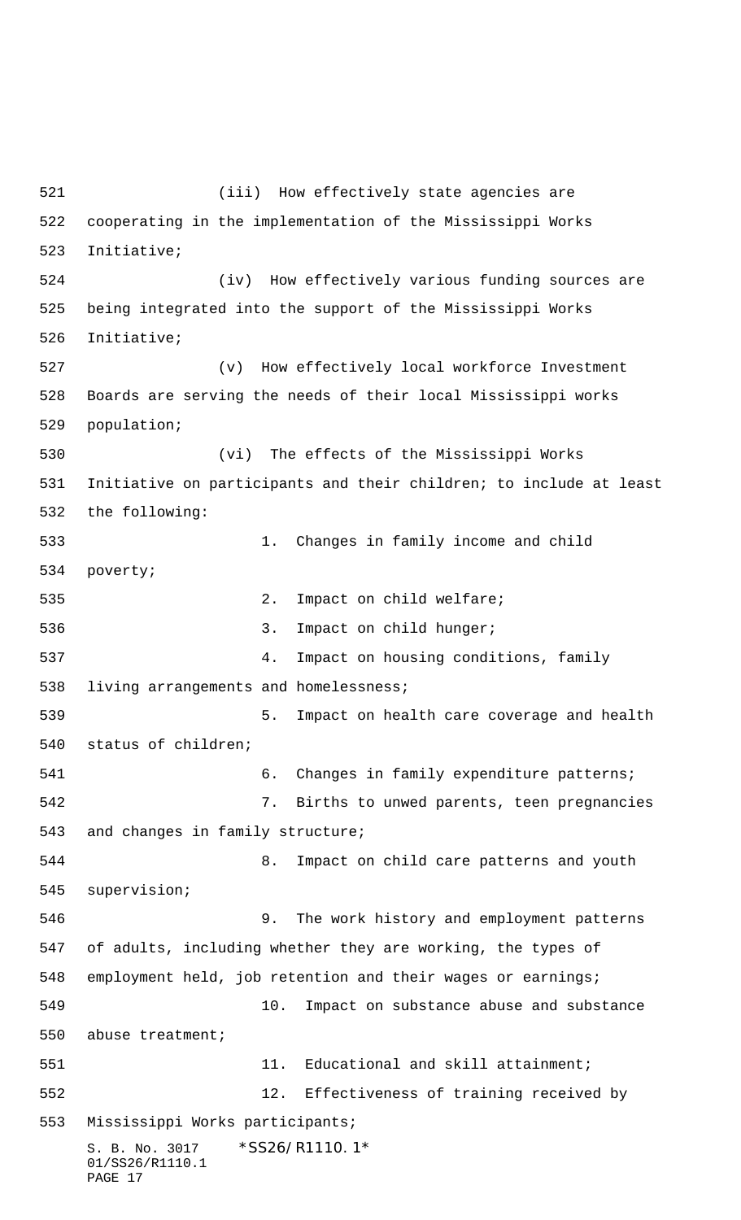(iii) How effectively state agencies are cooperating in the implementation of the Mississippi Works Initiative;

(iv) How effectively various funding sources are being integrated into the support of the Mississippi Works Initiative;

(v) How effectively local workforce Investment Boards are serving the needs of their local Mississippi works population;

(vi) The effects of the Mississippi Works Initiative on participants and their children; to include at least the following:

1. Changes in family income and child poverty;

2. Impact on child welfare;

3. Impact on child hunger;

4. Impact on housing conditions, family living arrangements and homelessness;

5. Impact on health care coverage and health status of children;

6. Changes in family expenditure patterns;

7. Births to unwed parents, teen pregnancies and changes in family structure;

8. Impact on child care patterns and youth supervision;

9. The work history and employment patterns of adults, including whether they are working, the types of employment held, job retention and their wages or earnings;

10. Impact on substance abuse and substance abuse treatment;

11. Educational and skill attainment;

12. Effectiveness of training received by Mississippi Works participants;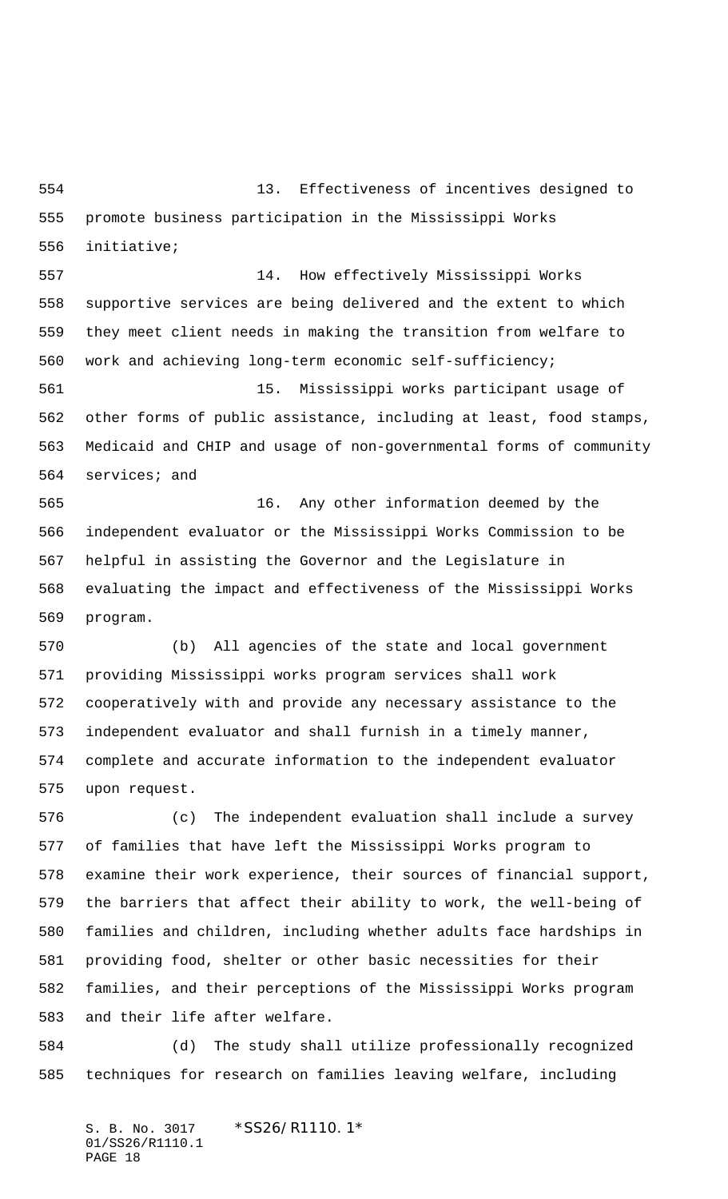13. Effectiveness of incentives designed to promote business participation in the Mississippi Works initiative;

14. How effectively Mississippi Works supportive services are being delivered and the extent to which they meet client needs in making the transition from welfare to work and achieving long-term economic self-sufficiency;

15. Mississippi works participant usage of other forms of public assistance, including at least, food stamps, Medicaid and CHIP and usage of non-governmental forms of community services; and

16. Any other information deemed by the independent evaluator or the Mississippi Works Commission to be helpful in assisting the Governor and the Legislature in evaluating the impact and effectiveness of the Mississippi Works program.

(b) All agencies of the state and local government providing Mississippi works program services shall work cooperatively with and provide any necessary assistance to the independent evaluator and shall furnish in a timely manner, complete and accurate information to the independent evaluator upon request.

(c) The independent evaluation shall include a survey of families that have left the Mississippi Works program to examine their work experience, their sources of financial support, the barriers that affect their ability to work, the well-being of families and children, including whether adults face hardships in providing food, shelter or other basic necessities for their families, and their perceptions of the Mississippi Works program and their life after welfare.

(d) The study shall utilize professionally recognized techniques for research on families leaving welfare, including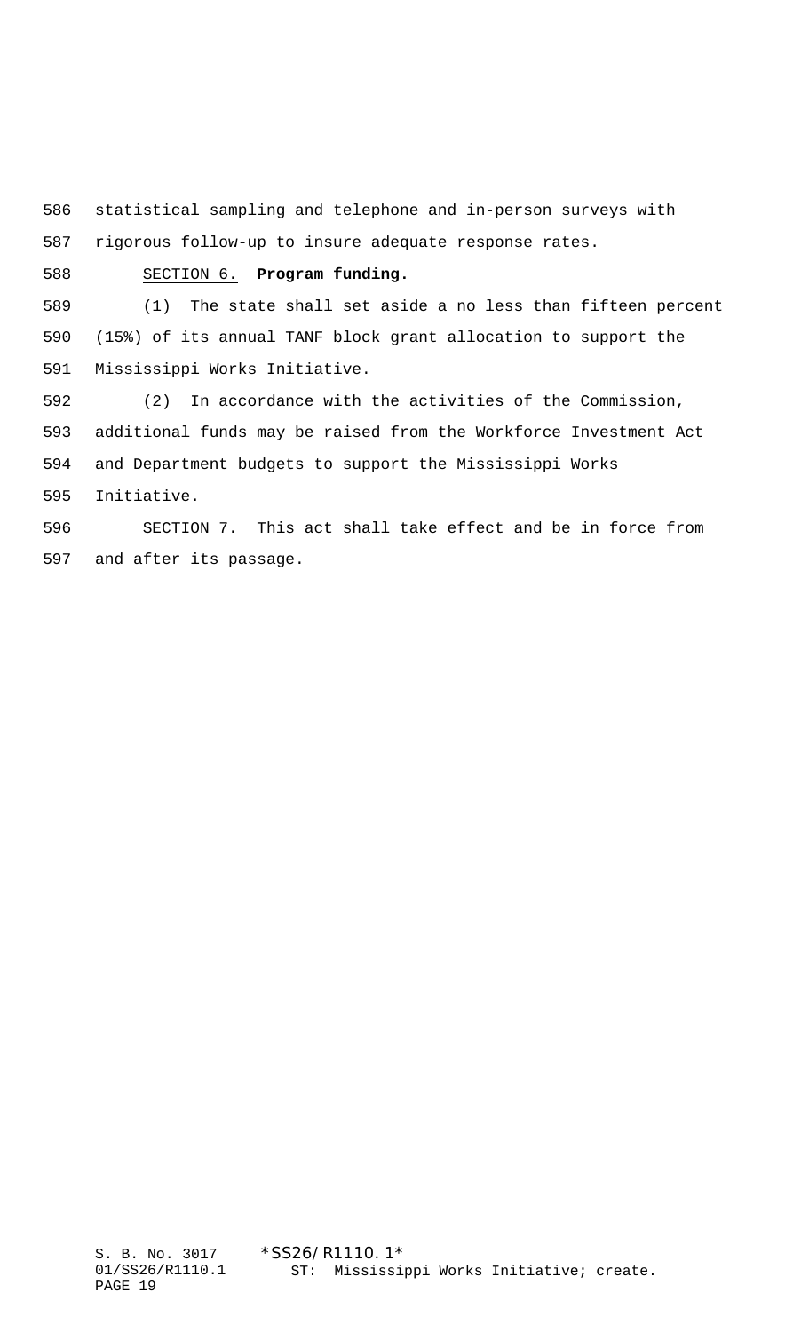statistical sampling and telephone and in-person surveys with rigorous follow-up to insure adequate response rates.

SECTION 6. **Program funding.**

(1) The state shall set aside a no less than fifteen percent (15%) of its annual TANF block grant allocation to support the Mississippi Works Initiative.

(2) In accordance with the activities of the Commission, additional funds may be raised from the Workforce Investment Act and Department budgets to support the Mississippi Works Initiative.

SECTION 7. This act shall take effect and be in force from and after its passage.